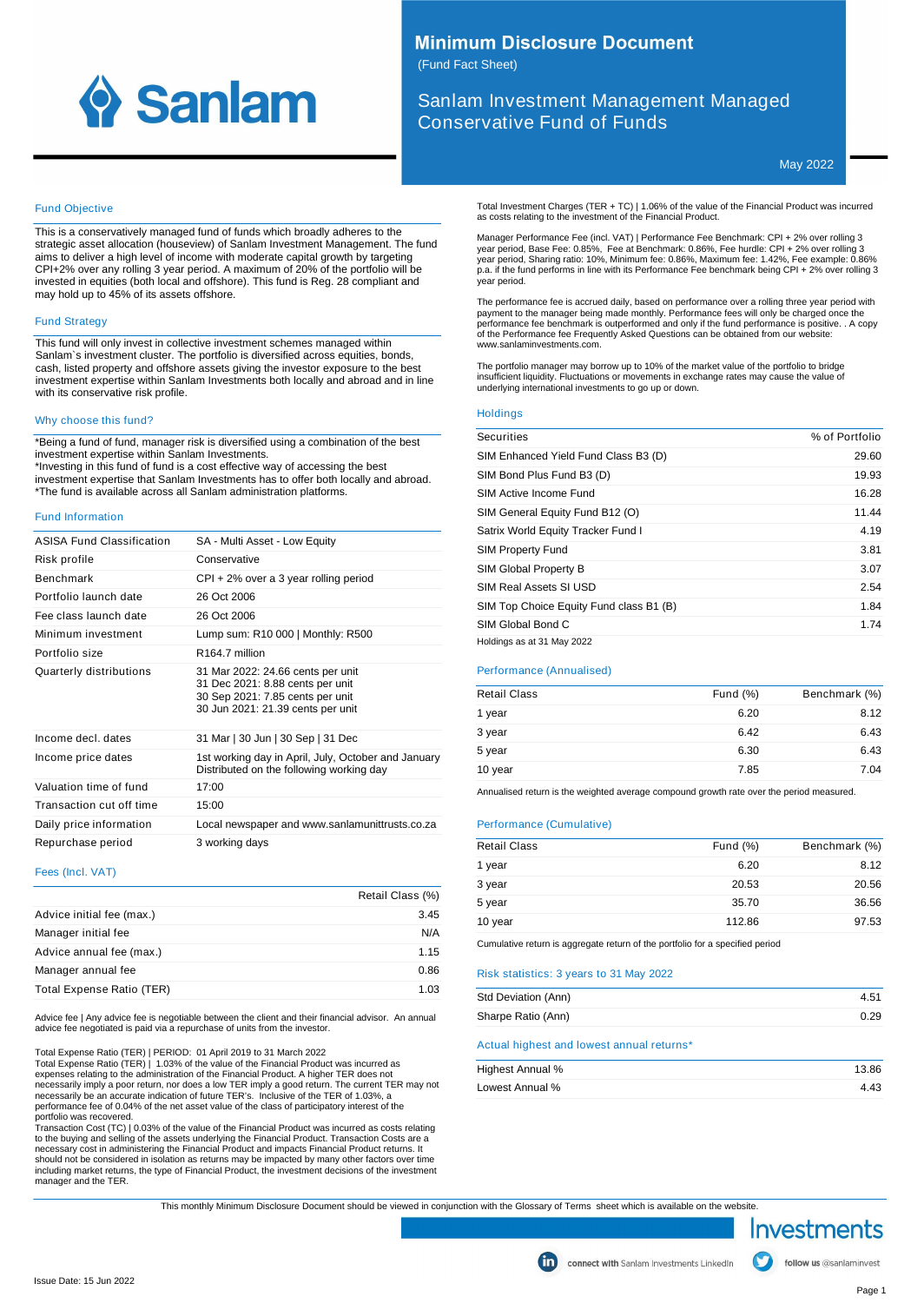# Minimum Disclosure Document

(Fund Fact Sheet)

## Sanlam Investment Management Managed Conservative Fund of Funds

May 2022

### Fund Objective

This is a conservatively managed fund of funds which broadly adheres to the strategic asset allocation (houseview) of Sanlam Investment Management. The fund aims to deliver a high level of income with moderate capital growth by targeting CPI+2% over any rolling 3 year period. A maximum of 20% of the portfolio will be invested in equities (both local and offshore). This fund is Reg. 28 compliant and may hold up to 45% of its assets offshore.

### Fund Strategy

This fund will only invest in collective investment schemes managed within Sanlam`s investment cluster. The portfolio is diversified across equities, bonds, cash, listed property and offshore assets giving the investor exposure to the best investment expertise within Sanlam Investments both locally and abroad and in line with its conservative risk profile.

### Why choose this fund?

*Being a fund of fund, manager risk is diversified using a combination of the best investment expertise within Sanlam Investments.
*Investing in this fund of fund is a cost effective way of accessing the best investment expertise that Sanlam Investments has to offer both locally and abroad.
*The fund is available across all Sanlam administration platforms.

### Fund Information

| | |
|---|---|
| ASISA Fund Classification | SA - Multi Asset - Low Equity |
| Risk profile | Conservative |
| Benchmark | CPI + 2% over a 3 year rolling period |
| Portfolio launch date | 26 Oct 2006 |
| Fee class launch date | 26 Oct 2006 |
| Minimum investment | Lump sum: R10 000 \| Monthly: R500 |
| Portfolio size | R164.7 million |
| Quarterly distributions | 31 Mar 2022: 24.66 cents per unit<br>31 Dec 2021: 8.88 cents per unit<br>30 Sep 2021: 7.85 cents per unit<br>30 Jun 2021: 21.39 cents per unit |
| Income decl. dates | 31 Mar \| 30 Jun \| 30 Sep \| 31 Dec |
| Income price dates | 1st working day in April, July, October and January<br>Distributed on the following working day |
| Valuation time of fund | 17:00 |
| Transaction cut off time | 15:00 |
| Daily price information | Local newspaper and www.sanlamunittrusts.co.za |
| Repurchase period | 3 working days |

### Fees (Incl. VAT)

| | Retail Class (%) |
|---|---|
| Advice initial fee (max.) | 3.45 |
| Manager initial fee | N/A |
| Advice annual fee (max.) | 1.15 |
| Manager annual fee | 0.86 |
| Total Expense Ratio (TER) | 1.03 |

Advice fee | Any advice fee is negotiable between the client and their financial advisor. An annual advice fee negotiated is paid via a repurchase of units from the investor.

Total Expense Ratio (TER) | PERIOD: 01 April 2019 to 31 March 2022
Total Expense Ratio (TER) | 1.03% of the value of the Financial Product was incurred as expenses relating to the administration of the Financial Product. A higher TER does not necessarily imply a poor return, nor does a low TER imply a good return. The current TER may not necessarily be an accurate indication of future TER's. Inclusive of the TER of 1.03%, a performance fee of 0.04% of the net asset value of the class of participatory interest of the portfolio was recovered.
Transaction Cost (TC) | 0.03% of the value of the Financial Product was incurred as costs relating to the buying and selling of the assets underlying the Financial Product. Transaction Costs are a necessary cost in administering the Financial Product and impacts Financial Product returns. It should not be considered in isolation as returns may be impacted by many other factors over time including market returns, the type of Financial Product, the investment decisions of the investment manager and the TER.

Total Investment Charges (TER + TC) | 1.06% of the value of the Financial Product was incurred as costs relating to the investment of the Financial Product.

Manager Performance Fee (incl. VAT) | Performance Fee Benchmark: CPI + 2% over rolling 3 year period, Base Fee: 0.85%, Fee at Benchmark: 0.86%, Fee hurdle: CPI + 2% over rolling 3 year period, Sharing ratio: 10%, Minimum fee: 0.86%, Maximum fee: 1.42%, Fee example: 0.86% p.a. if the fund performs in line with its Performance Fee benchmark being CPI + 2% over rolling 3 year period.

The performance fee is accrued daily, based on performance over a rolling three year period with payment to the manager being made monthly. Performance fees will only be charged once the performance fee benchmark is outperformed and only if the fund performance is positive. . A copy of the Performance fee Frequently Asked Questions can be obtained from our website: www.sanlaminvestments.com.

The portfolio manager may borrow up to 10% of the market value of the portfolio to bridge insufficient liquidity. Fluctuations or movements in exchange rates may cause the value of underlying international investments to go up or down.

### Holdings

| Securities | % of Portfolio |
|---|---|
| SIM Enhanced Yield Fund Class B3 (D) | 29.60 |
| SIM Bond Plus Fund B3 (D) | 19.93 |
| SIM Active Income Fund | 16.28 |
| SIM General Equity Fund B12 (O) | 11.44 |
| Satrix World Equity Tracker Fund I | 4.19 |
| SIM Property Fund | 3.81 |
| SIM Global Property B | 3.07 |
| SIM Real Assets SI USD | 2.54 |
| SIM Top Choice Equity Fund class B1 (B) | 1.84 |
| SIM Global Bond C | 1.74 |

Holdings as at 31 May 2022

### Performance (Annualised)

| Retail Class | Fund (%) | Benchmark (%) |
|---|---|---|
| 1 year | 6.20 | 8.12 |
| 3 year | 6.42 | 6.43 |
| 5 year | 6.30 | 6.43 |
| 10 year | 7.85 | 7.04 |

Annualised return is the weighted average compound growth rate over the period measured.

### Performance (Cumulative)

| Retail Class | Fund (%) | Benchmark (%) |
|---|---|---|
| 1 year | 6.20 | 8.12 |
| 3 year | 20.53 | 20.56 |
| 5 year | 35.70 | 36.56 |
| 10 year | 112.86 | 97.53 |

Cumulative return is aggregate return of the portfolio for a specified period

### Risk statistics: 3 years to 31 May 2022

| | |
|---|---|
| Std Deviation (Ann) | 4.51 |
| Sharpe Ratio (Ann) | 0.29 |

### Actual highest and lowest annual returns*

| | |
|---|---|
| Highest Annual % | 13.86 |
| Lowest Annual % | 4.43 |

This monthly Minimum Disclosure Document should be viewed in conjunction with the Glossary of Terms sheet which is available on the website.

Investments

connect with Sanlam Investments LinkedIn

follow us @sanlaminvest

Issue Date: 15 Jun 2022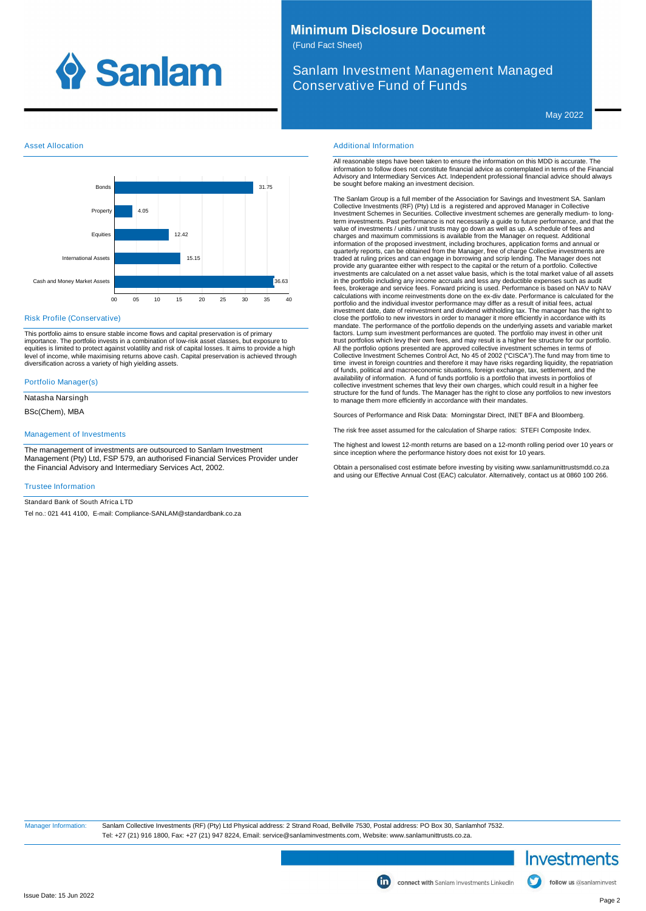# Minimum Disclosure Document

(Fund Fact Sheet)

## Sanlam Investment Management Managed Conservative Fund of Funds

May 2022

### Asset Allocation

Bonds 31.75
Property 4.05
Equities 12.42
International Assets 15.15
Cash and Money Market Assets 36.63

00 05 10 15 20 25 30 35 40

### Risk Profile (Conservative)

This portfolio aims to ensure stable income flows and capital preservation is of primary importance. The portfolio invests in a combination of low-risk asset classes, but exposure to equities is limited to protect against volatility and risk of capital losses. It aims to provide a high level of income, while maximising returns above cash. Capital preservation is achieved through diversification across a variety of high yielding assets.

### Portfolio Manager(s)

Natasha Narsingh

BSc(Chem), MBA

### Management of Investments

The management of investments are outsourced to Sanlam Investment Management (Pty) Ltd, FSP 579, an authorised Financial Services Provider under the Financial Advisory and Intermediary Services Act, 2002.

### Trustee Information

Standard Bank of South Africa LTD

Tel no.: 021 441 4100, E-mail: Compliance-SANLAM@standardbank.co.za

### Additional Information

All reasonable steps have been taken to ensure the information on this MDD is accurate. The information to follow does not constitute financial advice as contemplated in terms of the Financial Advisory and Intermediary Services Act. Independent professional financial advice should always be sought before making an investment decision.

The Sanlam Group is a full member of the Association for Savings and Investment SA. Sanlam Collective Investments (RF) (Pty) Ltd is a registered and approved Manager in Collective Investment Schemes in Securities. Collective investment schemes are generally medium- to long-term investments. Past performance is not necessarily a guide to future performance, and that the value of investments / units / unit trusts may go down as well as up. A schedule of fees and charges and maximum commissions is available from the Manager on request. Additional information of the proposed investment, including brochures, application forms and annual or quarterly reports, can be obtained from the Manager, free of charge Collective investments are traded at ruling prices and can engage in borrowing and scrip lending. The Manager does not provide any guarantee either with respect to the capital or the return of a portfolio. Collective investments are calculated on a net asset value basis, which is the total market value of all assets in the portfolio including any income accruals and less any deductible expenses such as audit fees, brokerage and service fees. Forward pricing is used. Performance is based on NAV to NAV calculations with income reinvestments done on the ex-div date. Performance is calculated for the portfolio and the individual investor performance may differ as a result of initial fees, actual investment date, date of reinvestment and dividend withholding tax. The manager has the right to close the portfolio to new investors in order to manager it more efficiently in accordance with its mandate. The performance of the portfolio depends on the underlying assets and variable market factors. Lump sum investment performances are quoted. The portfolio may invest in other unit trust portfolios which levy their own fees, and may result is a higher fee structure for our portfolio. All the portfolio options presented are approved collective investment schemes in terms of Collective Investment Schemes Control Act, No 45 of 2002 ("CISCA").The fund may from time to time invest in foreign countries and therefore it may have risks regarding liquidity, the repatriation of funds, political and macroeconomic situations, foreign exchange, tax, settlement, and the availability of information. A fund of funds portfolio is a portfolio that invests in portfolios of collective investment schemes that levy their own charges, which could result in a higher fee structure for the fund of funds. The Manager has the right to close any portfolios to new investors to manage them more efficiently in accordance with their mandates.

Sources of Performance and Risk Data: Morningstar Direct, INET BFA and Bloomberg.

The risk free asset assumed for the calculation of Sharpe ratios: STEFI Composite Index.

The highest and lowest 12-month returns are based on a 12-month rolling period over 10 years or since inception where the performance history does not exist for 10 years.

Obtain a personalised cost estimate before investing by visiting www.sanlamunittrustsmdd.co.za and using our Effective Annual Cost (EAC) calculator. Alternatively, contact us at 0860 100 266.

Manager Information: Sanlam Collective Investments (RF) (Pty) Ltd Physical address: 2 Strand Road, Bellville 7530, Postal address: PO Box 30, Sanlamhof 7532.
Tel: +27 (21) 916 1800, Fax: +27 (21) 947 8224, Email: service@sanlaminvestments.com, Website: www.sanlamunittrusts.co.za.

connect with Sanlam Investments LinkedIn

follow us @sanlaminvest

Issue Date: 15 Jun 2022